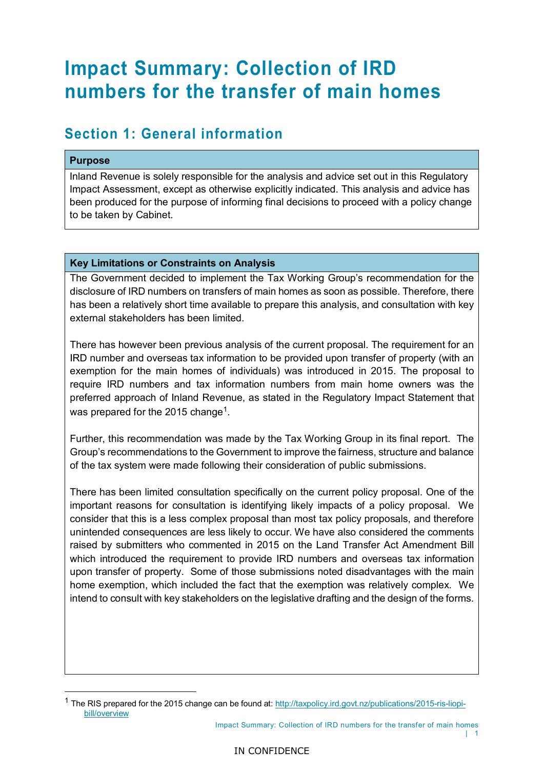# Impact Summary: Collection of IRD numbers for the transfer of main homes

## Section 1: General information

**Purpose**

Inland Revenue is solely responsible for the analysis and advice set out in this Regulatory Impact Assessment, except as otherwise explicitly indicated. This analysis and advice has been produced for the purpose of informing final decisions to proceed with a policy change to be taken by Cabinet.

**Key Limitations or Constraints on Analysis**

The Government decided to implement the Tax Working Group's recommendation for the disclosure of IRD numbers on transfers of main homes as soon as possible. Therefore, there has been a relatively short time available to prepare this analysis, and consultation with key external stakeholders has been limited.

There has however been previous analysis of the current proposal. The requirement for an IRD number and overseas tax information to be provided upon transfer of property (with an exemption for the main homes of individuals) was introduced in 2015. The proposal to require IRD numbers and tax information numbers from main home owners was the preferred approach of Inland Revenue, as stated in the Regulatory Impact Statement that was prepared for the 2015 change[1].

Further, this recommendation was made by the Tax Working Group in its final report. The Group's recommendations to the Government to improve the fairness, structure and balance of the tax system were made following their consideration of public submissions.

There has been limited consultation specifically on the current policy proposal. One of the important reasons for consultation is identifying likely impacts of a policy proposal. We consider that this is a less complex proposal than most tax policy proposals, and therefore unintended consequences are less likely to occur. We have also considered the comments raised by submitters who commented in 2015 on the Land Transfer Act Amendment Bill which introduced the requirement to provide IRD numbers and overseas tax information upon transfer of property. Some of those submissions noted disadvantages with the main home exemption, which included the fact that the exemption was relatively complex. We intend to consult with key stakeholders on the legislative drafting and the design of the forms.

---

[1] The RIS prepared for the 2015 change can be found at: http://taxpolicy.ird.govt.nz/publications/2015-ris-liopi-bill/overview

IN CONFIDENCE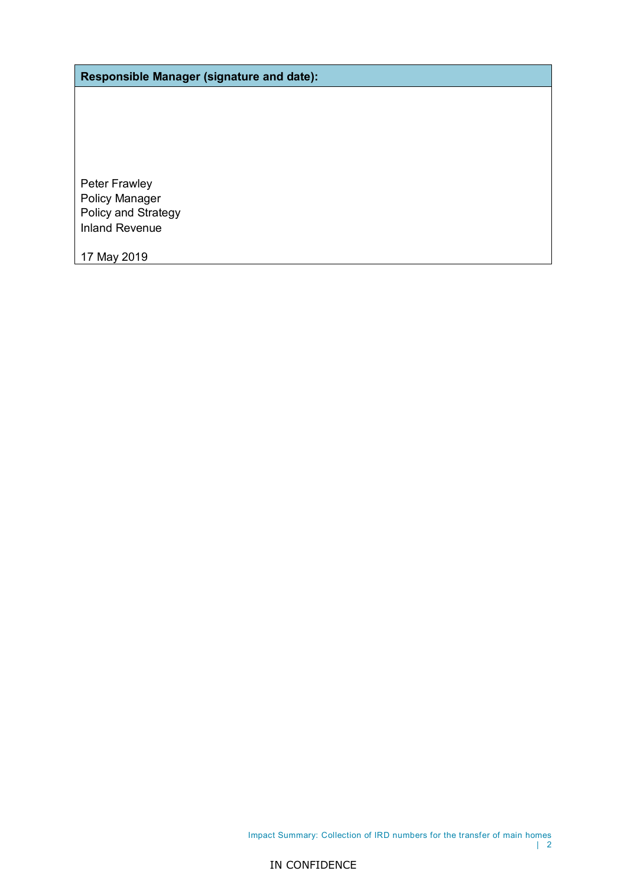| Responsible Manager (signature and date): |
| --- |
| Peter Frawley<br>Policy Manager<br>Policy and Strategy<br>Inland Revenue<br><br>17 May 2019 |

IN CONFIDENCE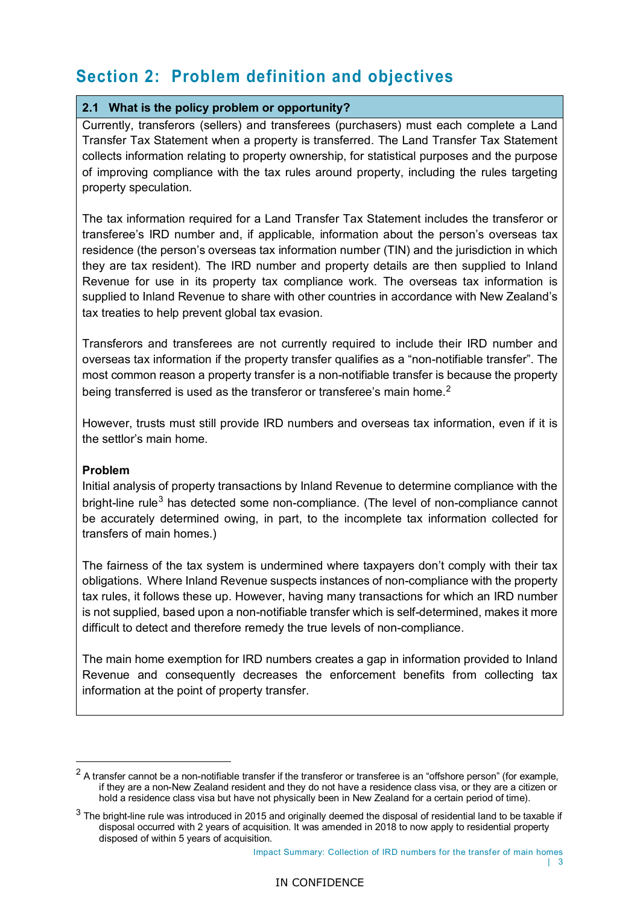## Section 2: Problem definition and objectives

### 2.1 What is the policy problem or opportunity?

Currently, transferors (sellers) and transferees (purchasers) must each complete a Land Transfer Tax Statement when a property is transferred. The Land Transfer Tax Statement collects information relating to property ownership, for statistical purposes and the purpose of improving compliance with the tax rules around property, including the rules targeting property speculation.

The tax information required for a Land Transfer Tax Statement includes the transferor or transferee's IRD number and, if applicable, information about the person's overseas tax residence (the person's overseas tax information number (TIN) and the jurisdiction in which they are tax resident). The IRD number and property details are then supplied to Inland Revenue for use in its property tax compliance work. The overseas tax information is supplied to Inland Revenue to share with other countries in accordance with New Zealand's tax treaties to help prevent global tax evasion.

Transferors and transferees are not currently required to include their IRD number and overseas tax information if the property transfer qualifies as a "non-notifiable transfer". The most common reason a property transfer is a non-notifiable transfer is because the property being transferred is used as the transferor or transferee's main home.[2]

However, trusts must still provide IRD numbers and overseas tax information, even if it is the settlor's main home.

**Problem**

Initial analysis of property transactions by Inland Revenue to determine compliance with the bright-line rule[3] has detected some non-compliance. (The level of non-compliance cannot be accurately determined owing, in part, to the incomplete tax information collected for transfers of main homes.)

The fairness of the tax system is undermined where taxpayers don't comply with their tax obligations. Where Inland Revenue suspects instances of non-compliance with the property tax rules, it follows these up. However, having many transactions for which an IRD number is not supplied, based upon a non-notifiable transfer which is self-determined, makes it more difficult to detect and therefore remedy the true levels of non-compliance.

The main home exemption for IRD numbers creates a gap in information provided to Inland Revenue and consequently decreases the enforcement benefits from collecting tax information at the point of property transfer.

---

[2] A transfer cannot be a non-notifiable transfer if the transferor or transferee is an "offshore person" (for example, if they are a non-New Zealand resident and they do not have a residence class visa, or they are a citizen or hold a residence class visa but have not physically been in New Zealand for a certain period of time).

[3] The bright-line rule was introduced in 2015 and originally deemed the disposal of residential land to be taxable if disposal occurred with 2 years of acquisition. It was amended in 2018 to now apply to residential property disposed of within 5 years of acquisition.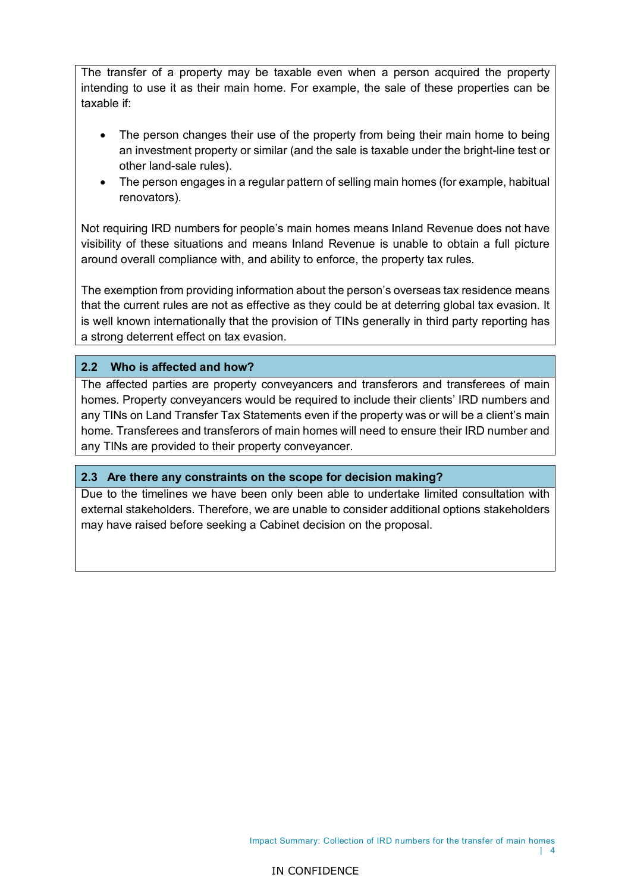The transfer of a property may be taxable even when a person acquired the property intending to use it as their main home. For example, the sale of these properties can be taxable if:

- The person changes their use of the property from being their main home to being an investment property or similar (and the sale is taxable under the bright-line test or other land-sale rules).
- The person engages in a regular pattern of selling main homes (for example, habitual renovators).

Not requiring IRD numbers for people's main homes means Inland Revenue does not have visibility of these situations and means Inland Revenue is unable to obtain a full picture around overall compliance with, and ability to enforce, the property tax rules.

The exemption from providing information about the person's overseas tax residence means that the current rules are not as effective as they could be at deterring global tax evasion. It is well known internationally that the provision of TINs generally in third party reporting has a strong deterrent effect on tax evasion.

### 2.2 Who is affected and how?

The affected parties are property conveyancers and transferors and transferees of main homes. Property conveyancers would be required to include their clients' IRD numbers and any TINs on Land Transfer Tax Statements even if the property was or will be a client's main home. Transferees and transferors of main homes will need to ensure their IRD number and any TINs are provided to their property conveyancer.

### 2.3 Are there any constraints on the scope for decision making?

Due to the timelines we have been only been able to undertake limited consultation with external stakeholders. Therefore, we are unable to consider additional options stakeholders may have raised before seeking a Cabinet decision on the proposal.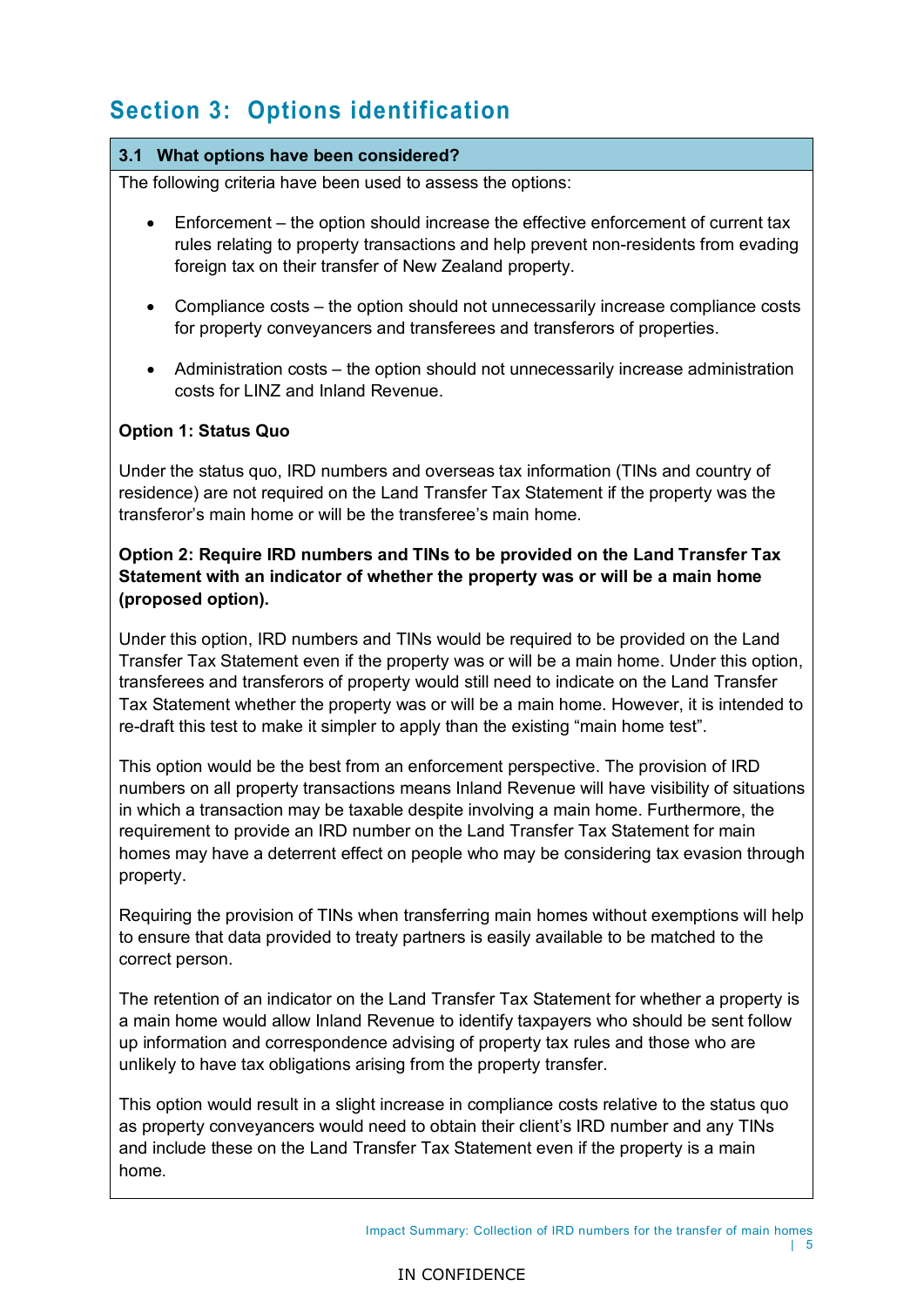## Section 3: Options identification

### 3.1 What options have been considered?

The following criteria have been used to assess the options:

- Enforcement – the option should increase the effective enforcement of current tax rules relating to property transactions and help prevent non-residents from evading foreign tax on their transfer of New Zealand property.
- Compliance costs – the option should not unnecessarily increase compliance costs for property conveyancers and transferees and transferors of properties.
- Administration costs – the option should not unnecessarily increase administration costs for LINZ and Inland Revenue.

**Option 1: Status Quo**

Under the status quo, IRD numbers and overseas tax information (TINs and country of residence) are not required on the Land Transfer Tax Statement if the property was the transferor's main home or will be the transferee's main home.

**Option 2: Require IRD numbers and TINs to be provided on the Land Transfer Tax Statement with an indicator of whether the property was or will be a main home (proposed option).**

Under this option, IRD numbers and TINs would be required to be provided on the Land Transfer Tax Statement even if the property was or will be a main home. Under this option, transferees and transferors of property would still need to indicate on the Land Transfer Tax Statement whether the property was or will be a main home. However, it is intended to re-draft this test to make it simpler to apply than the existing "main home test".

This option would be the best from an enforcement perspective. The provision of IRD numbers on all property transactions means Inland Revenue will have visibility of situations in which a transaction may be taxable despite involving a main home. Furthermore, the requirement to provide an IRD number on the Land Transfer Tax Statement for main homes may have a deterrent effect on people who may be considering tax evasion through property.

Requiring the provision of TINs when transferring main homes without exemptions will help to ensure that data provided to treaty partners is easily available to be matched to the correct person.

The retention of an indicator on the Land Transfer Tax Statement for whether a property is a main home would allow Inland Revenue to identify taxpayers who should be sent follow up information and correspondence advising of property tax rules and those who are unlikely to have tax obligations arising from the property transfer.

This option would result in a slight increase in compliance costs relative to the status quo as property conveyancers would need to obtain their client's IRD number and any TINs and include these on the Land Transfer Tax Statement even if the property is a main home.

IN CONFIDENCE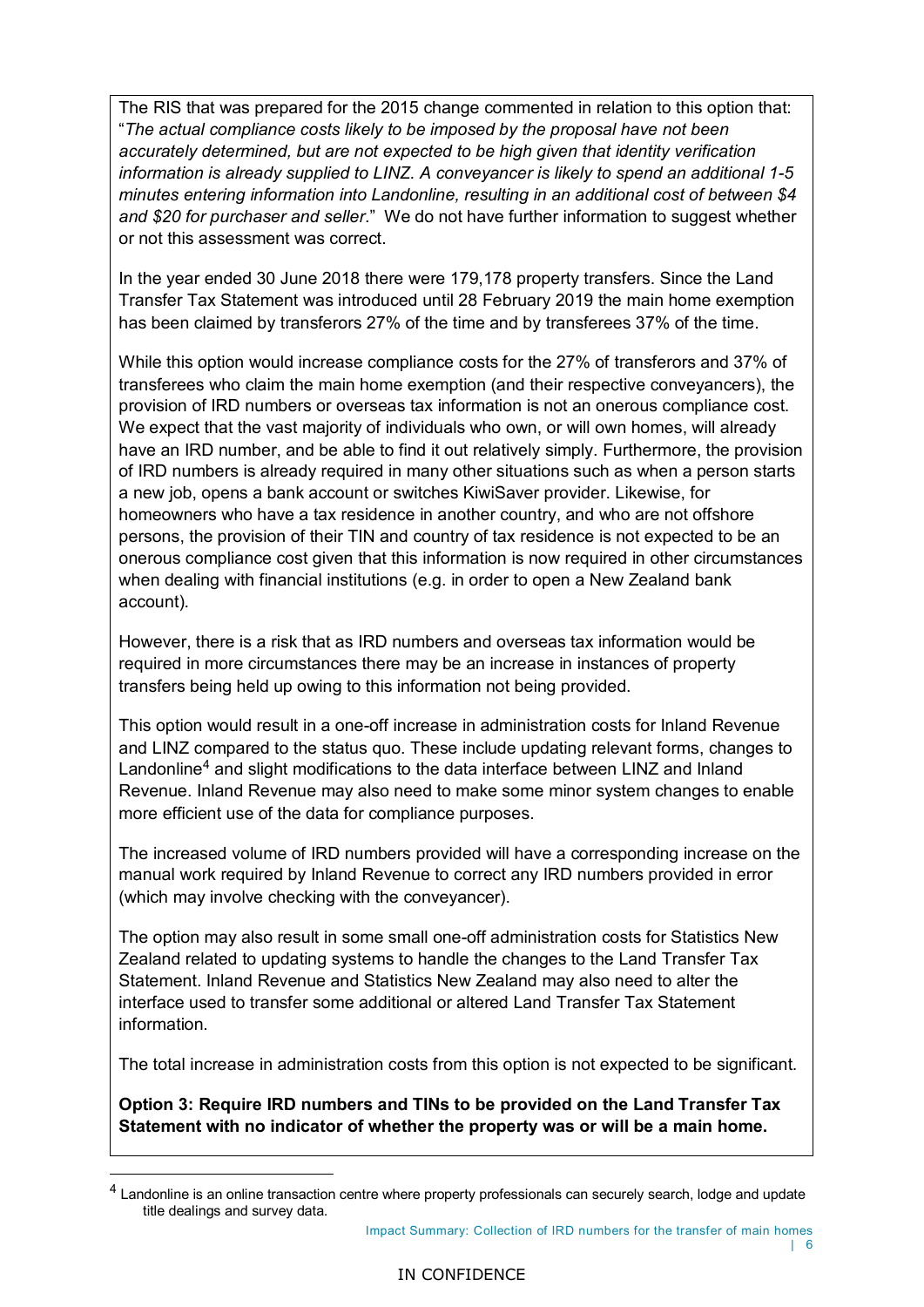The RIS that was prepared for the 2015 change commented in relation to this option that: "*The actual compliance costs likely to be imposed by the proposal have not been accurately determined, but are not expected to be high given that identity verification information is already supplied to LINZ. A conveyancer is likely to spend an additional 1-5 minutes entering information into Landonline, resulting in an additional cost of between $4 and $20 for purchaser and seller*." We do not have further information to suggest whether or not this assessment was correct.

In the year ended 30 June 2018 there were 179,178 property transfers. Since the Land Transfer Tax Statement was introduced until 28 February 2019 the main home exemption has been claimed by transferors 27% of the time and by transferees 37% of the time.

While this option would increase compliance costs for the 27% of transferors and 37% of transferees who claim the main home exemption (and their respective conveyancers), the provision of IRD numbers or overseas tax information is not an onerous compliance cost. We expect that the vast majority of individuals who own, or will own homes, will already have an IRD number, and be able to find it out relatively simply. Furthermore, the provision of IRD numbers is already required in many other situations such as when a person starts a new job, opens a bank account or switches KiwiSaver provider. Likewise, for homeowners who have a tax residence in another country, and who are not offshore persons, the provision of their TIN and country of tax residence is not expected to be an onerous compliance cost given that this information is now required in other circumstances when dealing with financial institutions (e.g. in order to open a New Zealand bank account).

However, there is a risk that as IRD numbers and overseas tax information would be required in more circumstances there may be an increase in instances of property transfers being held up owing to this information not being provided.

This option would result in a one-off increase in administration costs for Inland Revenue and LINZ compared to the status quo. These include updating relevant forms, changes to Landonline[4] and slight modifications to the data interface between LINZ and Inland Revenue. Inland Revenue may also need to make some minor system changes to enable more efficient use of the data for compliance purposes.

The increased volume of IRD numbers provided will have a corresponding increase on the manual work required by Inland Revenue to correct any IRD numbers provided in error (which may involve checking with the conveyancer).

The option may also result in some small one-off administration costs for Statistics New Zealand related to updating systems to handle the changes to the Land Transfer Tax Statement. Inland Revenue and Statistics New Zealand may also need to alter the interface used to transfer some additional or altered Land Transfer Tax Statement information.

The total increase in administration costs from this option is not expected to be significant.

**Option 3: Require IRD numbers and TINs to be provided on the Land Transfer Tax Statement with no indicator of whether the property was or will be a main home.**

[4] Landonline is an online transaction centre where property professionals can securely search, lodge and update title dealings and survey data.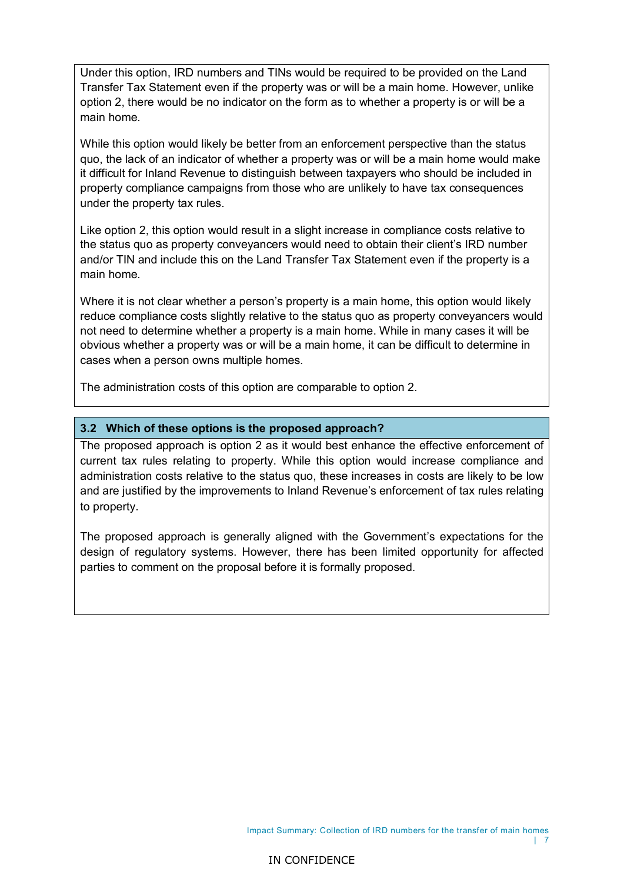Under this option, IRD numbers and TINs would be required to be provided on the Land Transfer Tax Statement even if the property was or will be a main home. However, unlike option 2, there would be no indicator on the form as to whether a property is or will be a main home.

While this option would likely be better from an enforcement perspective than the status quo, the lack of an indicator of whether a property was or will be a main home would make it difficult for Inland Revenue to distinguish between taxpayers who should be included in property compliance campaigns from those who are unlikely to have tax consequences under the property tax rules.

Like option 2, this option would result in a slight increase in compliance costs relative to the status quo as property conveyancers would need to obtain their client's IRD number and/or TIN and include this on the Land Transfer Tax Statement even if the property is a main home.

Where it is not clear whether a person's property is a main home, this option would likely reduce compliance costs slightly relative to the status quo as property conveyancers would not need to determine whether a property is a main home. While in many cases it will be obvious whether a property was or will be a main home, it can be difficult to determine in cases when a person owns multiple homes.

The administration costs of this option are comparable to option 2.

### 3.2 Which of these options is the proposed approach?

The proposed approach is option 2 as it would best enhance the effective enforcement of current tax rules relating to property. While this option would increase compliance and administration costs relative to the status quo, these increases in costs are likely to be low and are justified by the improvements to Inland Revenue's enforcement of tax rules relating to property.

The proposed approach is generally aligned with the Government's expectations for the design of regulatory systems. However, there has been limited opportunity for affected parties to comment on the proposal before it is formally proposed.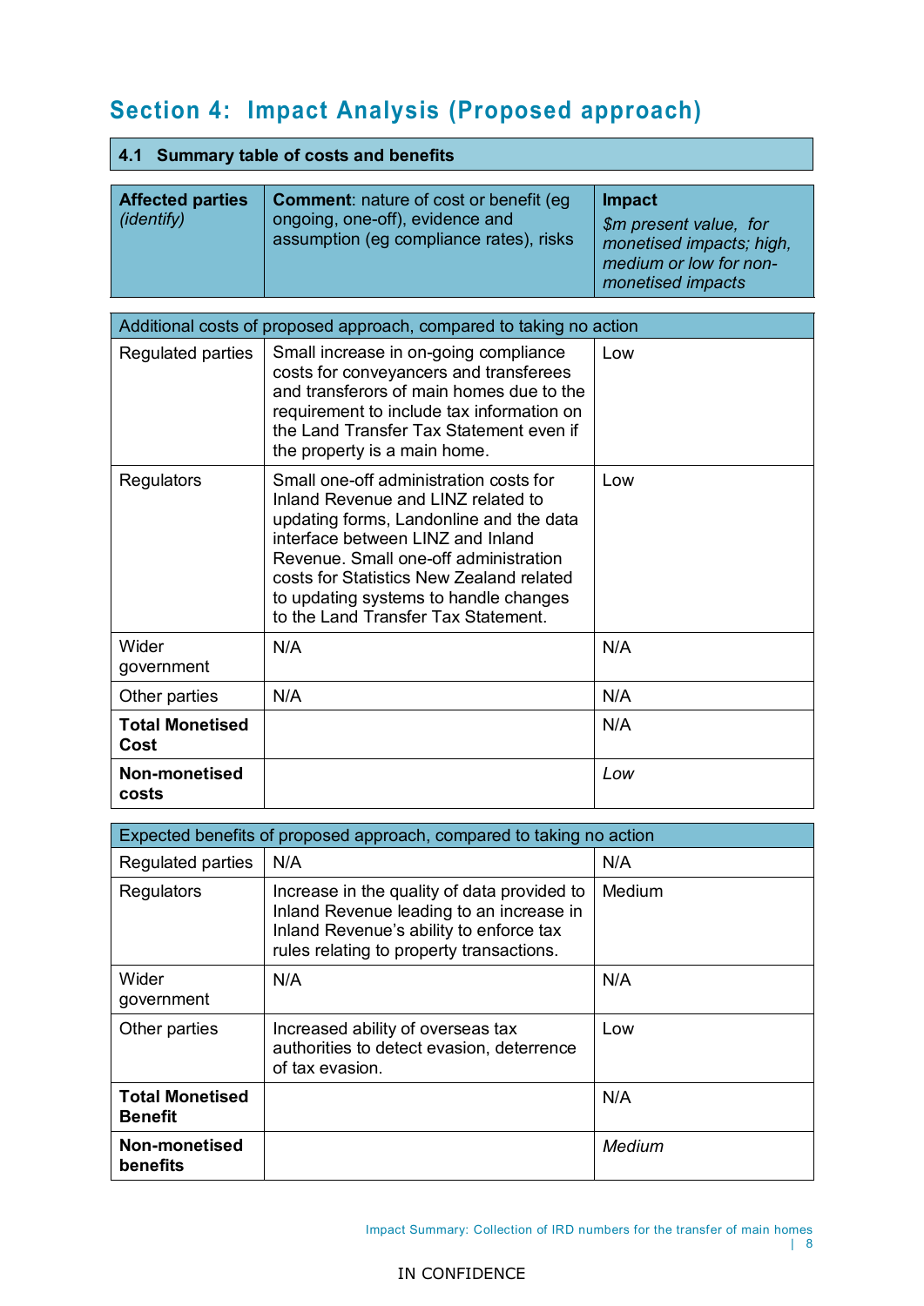# Section 4: Impact Analysis (Proposed approach)

## 4.1 Summary table of costs and benefits

| **Affected parties** *(identify)* | **Comment**: nature of cost or benefit (eg ongoing, one-off), evidence and assumption (eg compliance rates), risks | **Impact** *$m present value, for monetised impacts; high, medium or low for non-monetised impacts* |
|---|---|---|
| Additional costs of proposed approach, compared to taking no action | | |
| Regulated parties | Small increase in on-going compliance costs for conveyancers and transferees and transferors of main homes due to the requirement to include tax information on the Land Transfer Tax Statement even if the property is a main home. | Low |
| Regulators | Small one-off administration costs for Inland Revenue and LINZ related to updating forms, Landonline and the data interface between LINZ and Inland Revenue. Small one-off administration costs for Statistics New Zealand related to updating systems to handle changes to the Land Transfer Tax Statement. | Low |
| Wider government | N/A | N/A |
| Other parties | N/A | N/A |
| **Total Monetised Cost** | | N/A |
| **Non-monetised costs** | | *Low* |
| Expected benefits of proposed approach, compared to taking no action | | |
| Regulated parties | N/A | N/A |
| Regulators | Increase in the quality of data provided to Inland Revenue leading to an increase in Inland Revenue's ability to enforce tax rules relating to property transactions. | Medium |
| Wider government | N/A | N/A |
| Other parties | Increased ability of overseas tax authorities to detect evasion, deterrence of tax evasion. | Low |
| **Total Monetised Benefit** | | N/A |
| **Non-monetised benefits** | | *Medium* |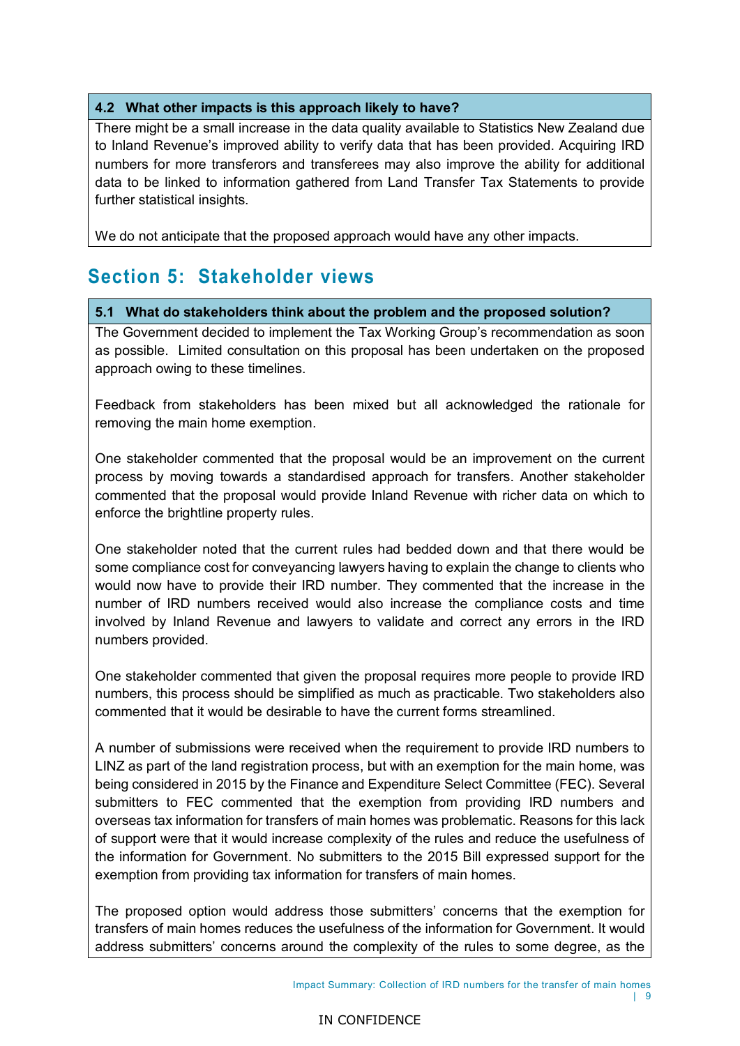### 4.2 What other impacts is this approach likely to have?

There might be a small increase in the data quality available to Statistics New Zealand due to Inland Revenue's improved ability to verify data that has been provided. Acquiring IRD numbers for more transferors and transferees may also improve the ability for additional data to be linked to information gathered from Land Transfer Tax Statements to provide further statistical insights.

We do not anticipate that the proposed approach would have any other impacts.

## Section 5: Stakeholder views

### 5.1 What do stakeholders think about the problem and the proposed solution?

The Government decided to implement the Tax Working Group's recommendation as soon as possible. Limited consultation on this proposal has been undertaken on the proposed approach owing to these timelines.

Feedback from stakeholders has been mixed but all acknowledged the rationale for removing the main home exemption.

One stakeholder commented that the proposal would be an improvement on the current process by moving towards a standardised approach for transfers. Another stakeholder commented that the proposal would provide Inland Revenue with richer data on which to enforce the brightline property rules.

One stakeholder noted that the current rules had bedded down and that there would be some compliance cost for conveyancing lawyers having to explain the change to clients who would now have to provide their IRD number. They commented that the increase in the number of IRD numbers received would also increase the compliance costs and time involved by Inland Revenue and lawyers to validate and correct any errors in the IRD numbers provided.

One stakeholder commented that given the proposal requires more people to provide IRD numbers, this process should be simplified as much as practicable. Two stakeholders also commented that it would be desirable to have the current forms streamlined.

A number of submissions were received when the requirement to provide IRD numbers to LINZ as part of the land registration process, but with an exemption for the main home, was being considered in 2015 by the Finance and Expenditure Select Committee (FEC). Several submitters to FEC commented that the exemption from providing IRD numbers and overseas tax information for transfers of main homes was problematic. Reasons for this lack of support were that it would increase complexity of the rules and reduce the usefulness of the information for Government. No submitters to the 2015 Bill expressed support for the exemption from providing tax information for transfers of main homes.

The proposed option would address those submitters' concerns that the exemption for transfers of main homes reduces the usefulness of the information for Government. It would address submitters' concerns around the complexity of the rules to some degree, as the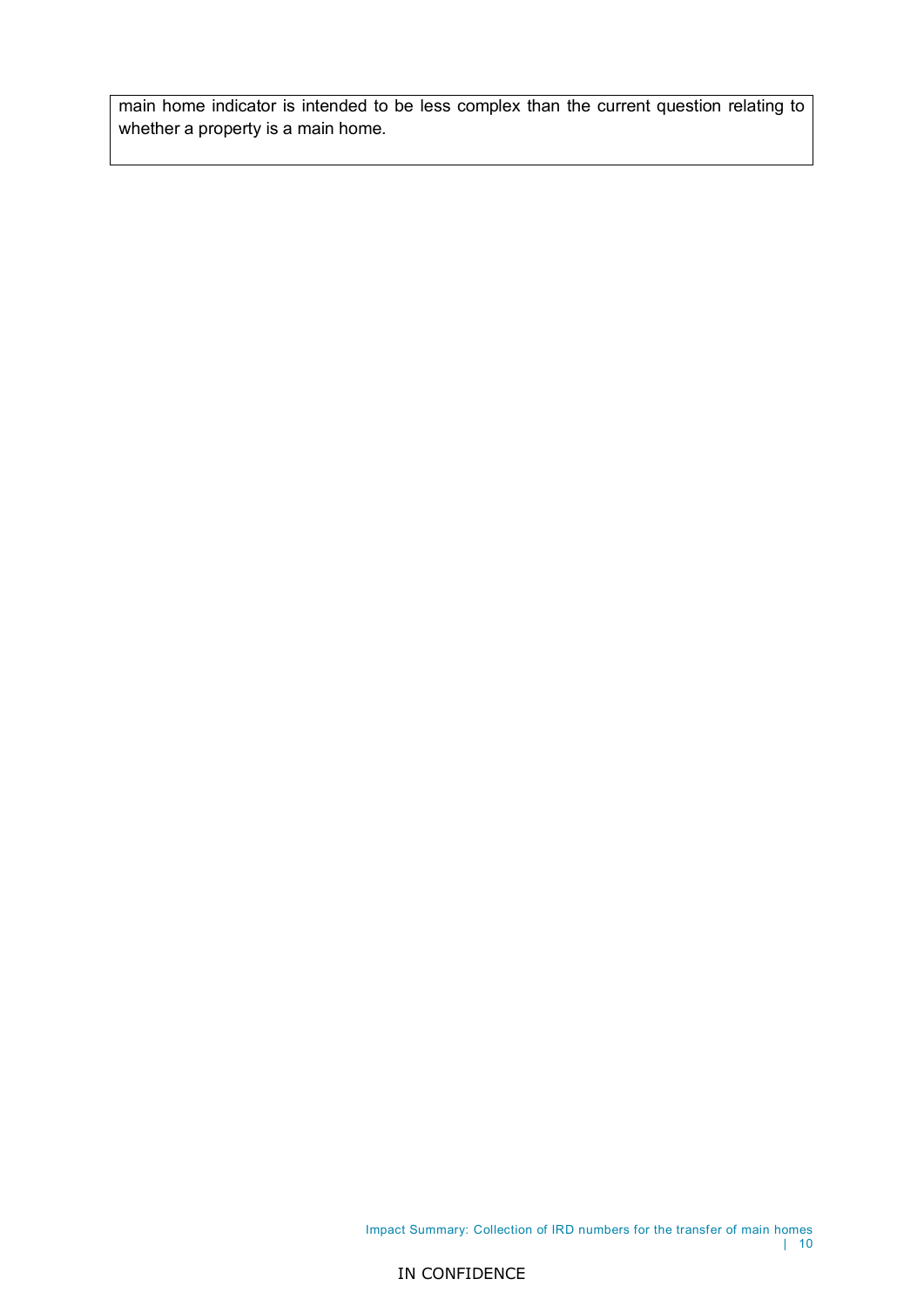main home indicator is intended to be less complex than the current question relating to whether a property is a main home.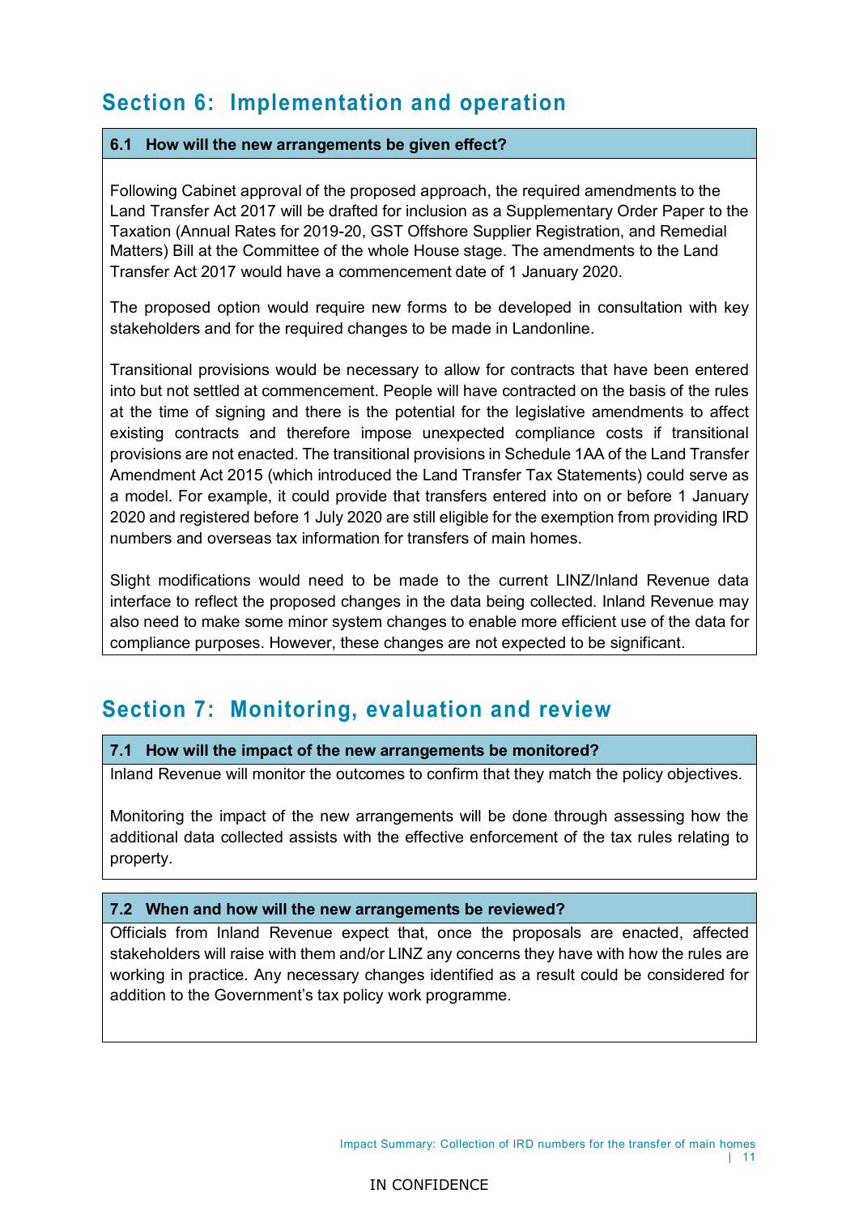## Section 6: Implementation and operation

### 6.1 How will the new arrangements be given effect?

Following Cabinet approval of the proposed approach, the required amendments to the Land Transfer Act 2017 will be drafted for inclusion as a Supplementary Order Paper to the Taxation (Annual Rates for 2019-20, GST Offshore Supplier Registration, and Remedial Matters) Bill at the Committee of the whole House stage. The amendments to the Land Transfer Act 2017 would have a commencement date of 1 January 2020.

The proposed option would require new forms to be developed in consultation with key stakeholders and for the required changes to be made in Landonline.

Transitional provisions would be necessary to allow for contracts that have been entered into but not settled at commencement. People will have contracted on the basis of the rules at the time of signing and there is the potential for the legislative amendments to affect existing contracts and therefore impose unexpected compliance costs if transitional provisions are not enacted. The transitional provisions in Schedule 1AA of the Land Transfer Amendment Act 2015 (which introduced the Land Transfer Tax Statements) could serve as a model. For example, it could provide that transfers entered into on or before 1 January 2020 and registered before 1 July 2020 are still eligible for the exemption from providing IRD numbers and overseas tax information for transfers of main homes.

Slight modifications would need to be made to the current LINZ/Inland Revenue data interface to reflect the proposed changes in the data being collected. Inland Revenue may also need to make some minor system changes to enable more efficient use of the data for compliance purposes. However, these changes are not expected to be significant.

## Section 7: Monitoring, evaluation and review

### 7.1 How will the impact of the new arrangements be monitored?

Inland Revenue will monitor the outcomes to confirm that they match the policy objectives.

Monitoring the impact of the new arrangements will be done through assessing how the additional data collected assists with the effective enforcement of the tax rules relating to property.

### 7.2 When and how will the new arrangements be reviewed?

Officials from Inland Revenue expect that, once the proposals are enacted, affected stakeholders will raise with them and/or LINZ any concerns they have with how the rules are working in practice. Any necessary changes identified as a result could be considered for addition to the Government's tax policy work programme.